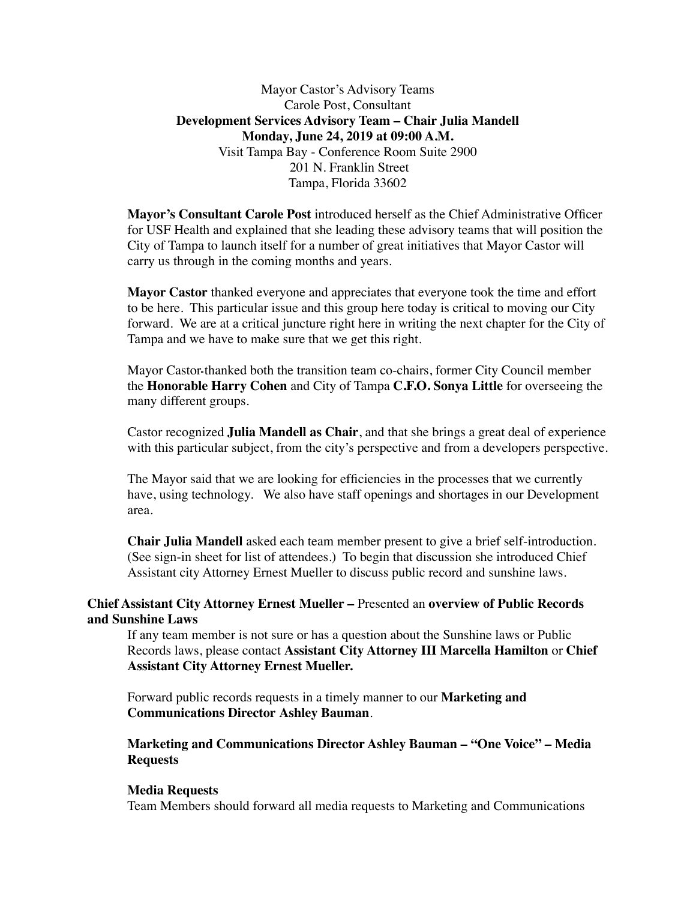Mayor Castor's Advisory Teams
Carole Post, Consultant
**Development Services Advisory Team – Chair Julia Mandell**
**Monday, June 24, 2019 at 09:00 A.M.**
Visit Tampa Bay - Conference Room Suite 2900
201 N. Franklin Street
Tampa, Florida 33602

**Mayor's Consultant Carole Post** introduced herself as the Chief Administrative Officer for USF Health and explained that she leading these advisory teams that will position the City of Tampa to launch itself for a number of great initiatives that Mayor Castor will carry us through in the coming months and years.

**Mayor Castor** thanked everyone and appreciates that everyone took the time and effort to be here. This particular issue and this group here today is critical to moving our City forward. We are at a critical juncture right here in writing the next chapter for the City of Tampa and we have to make sure that we get this right.

Mayor Castor thanked both the transition team co-chairs, former City Council member the **Honorable Harry Cohen** and City of Tampa **C.F.O. Sonya Little** for overseeing the many different groups.

Castor recognized **Julia Mandell as Chair**, and that she brings a great deal of experience with this particular subject, from the city's perspective and from a developers perspective.

The Mayor said that we are looking for efficiencies in the processes that we currently have, using technology. We also have staff openings and shortages in our Development area.

**Chair Julia Mandell** asked each team member present to give a brief self-introduction. (See sign-in sheet for list of attendees.) To begin that discussion she introduced Chief Assistant city Attorney Ernest Mueller to discuss public record and sunshine laws.

**Chief Assistant City Attorney Ernest Mueller –** Presented an **overview of Public Records and Sunshine Laws**

If any team member is not sure or has a question about the Sunshine laws or Public Records laws, please contact **Assistant City Attorney III Marcella Hamilton** or **Chief Assistant City Attorney Ernest Mueller.**

Forward public records requests in a timely manner to our **Marketing and Communications Director Ashley Bauman**.

**Marketing and Communications Director Ashley Bauman – "One Voice" – Media Requests**

**Media Requests**

Team Members should forward all media requests to Marketing and Communications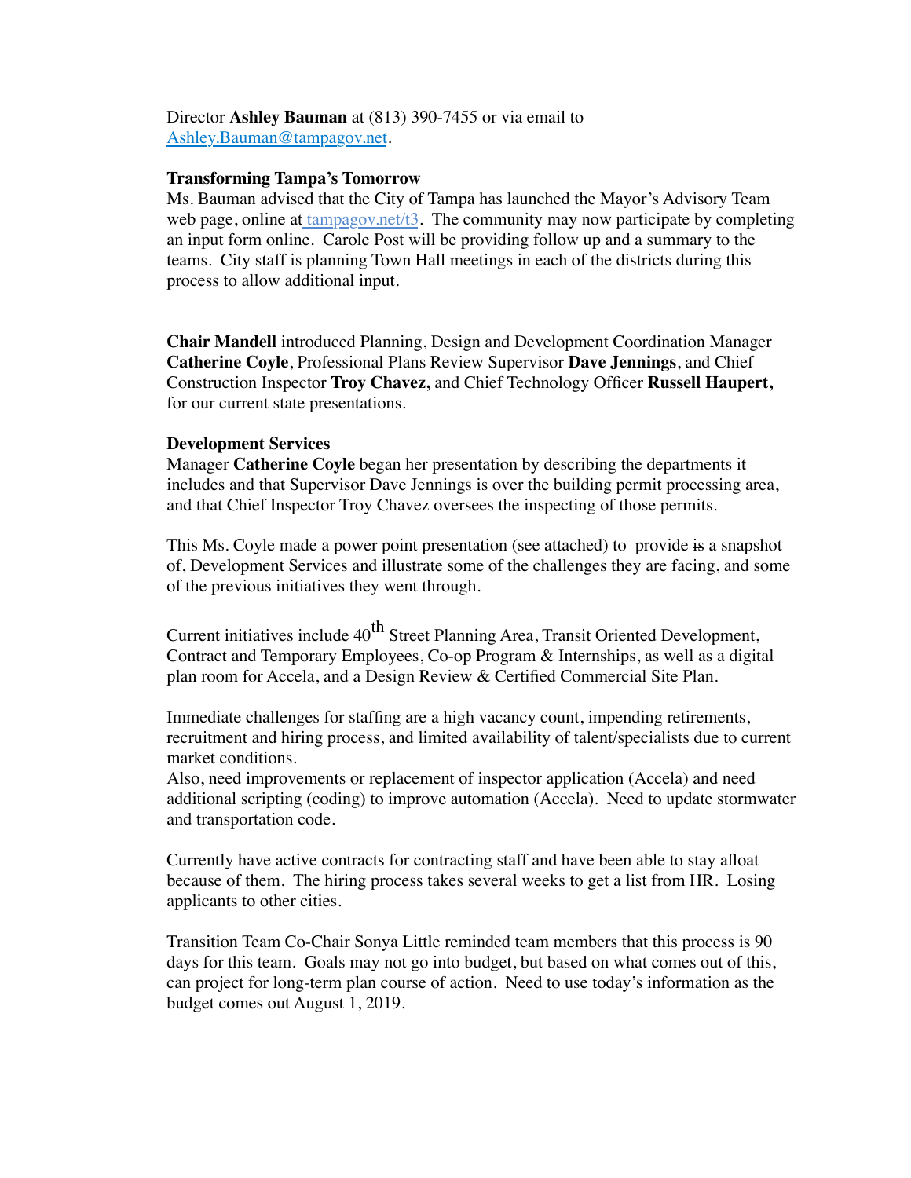Director **Ashley Bauman** at (813) 390-7455 or via email to Ashley.Bauman@tampagov.net.

**Transforming Tampa's Tomorrow**
Ms. Bauman advised that the City of Tampa has launched the Mayor's Advisory Team web page, online at tampagov.net/t3. The community may now participate by completing an input form online. Carole Post will be providing follow up and a summary to the teams. City staff is planning Town Hall meetings in each of the districts during this process to allow additional input.

**Chair Mandell** introduced Planning, Design and Development Coordination Manager **Catherine Coyle**, Professional Plans Review Supervisor **Dave Jennings**, and Chief Construction Inspector **Troy Chavez,** and Chief Technology Officer **Russell Haupert,** for our current state presentations.

**Development Services**
Manager **Catherine Coyle** began her presentation by describing the departments it includes and that Supervisor Dave Jennings is over the building permit processing area, and that Chief Inspector Troy Chavez oversees the inspecting of those permits.

This Ms. Coyle made a power point presentation (see attached) to provide ~~is~~ a snapshot of, Development Services and illustrate some of the challenges they are facing, and some of the previous initiatives they went through.

Current initiatives include 40th Street Planning Area, Transit Oriented Development, Contract and Temporary Employees, Co-op Program & Internships, as well as a digital plan room for Accela, and a Design Review & Certified Commercial Site Plan.

Immediate challenges for staffing are a high vacancy count, impending retirements, recruitment and hiring process, and limited availability of talent/specialists due to current market conditions.
Also, need improvements or replacement of inspector application (Accela) and need additional scripting (coding) to improve automation (Accela). Need to update stormwater and transportation code.

Currently have active contracts for contracting staff and have been able to stay afloat because of them. The hiring process takes several weeks to get a list from HR. Losing applicants to other cities.

Transition Team Co-Chair Sonya Little reminded team members that this process is 90 days for this team. Goals may not go into budget, but based on what comes out of this, can project for long-term plan course of action. Need to use today's information as the budget comes out August 1, 2019.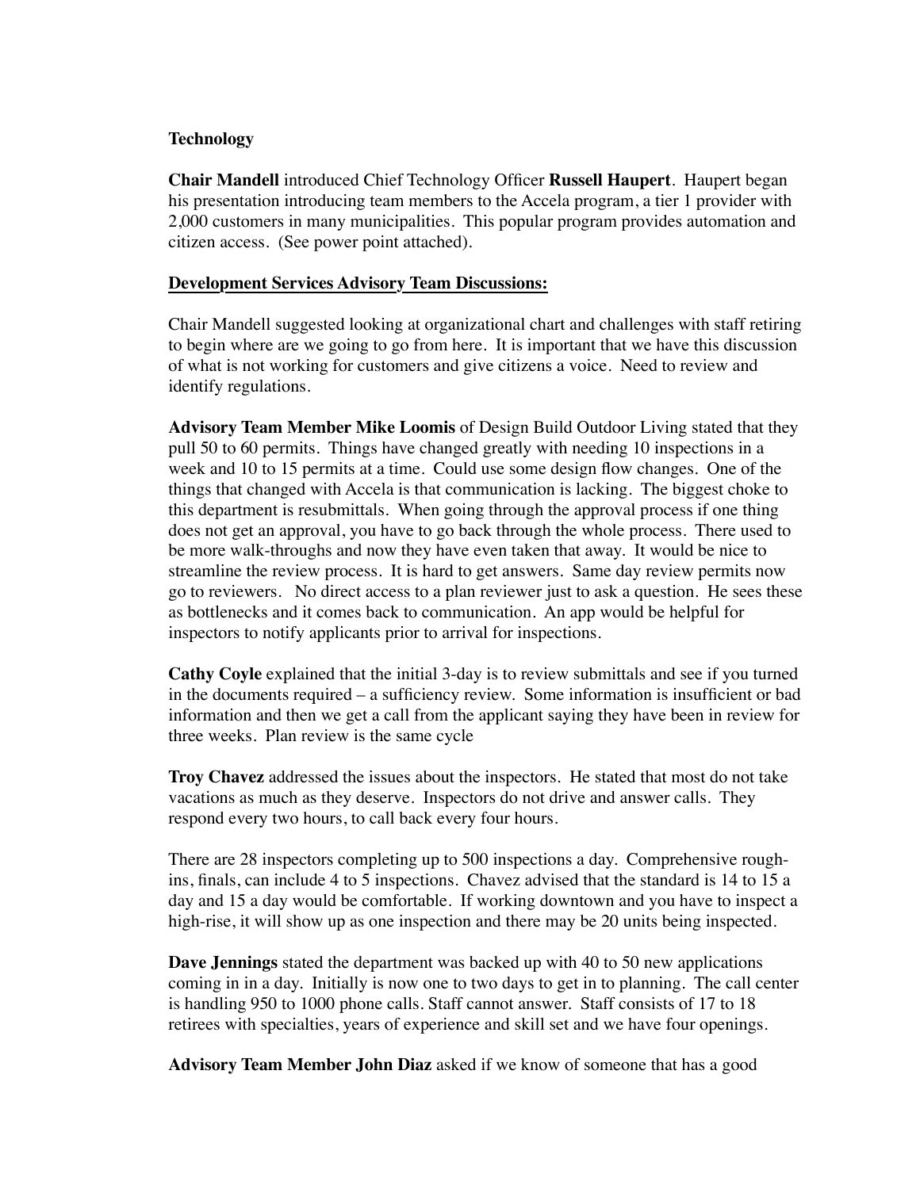**Technology**

**Chair Mandell** introduced Chief Technology Officer **Russell Haupert**. Haupert began his presentation introducing team members to the Accela program, a tier 1 provider with 2,000 customers in many municipalities. This popular program provides automation and citizen access. (See power point attached).

**Development Services Advisory Team Discussions:**

Chair Mandell suggested looking at organizational chart and challenges with staff retiring to begin where are we going to go from here. It is important that we have this discussion of what is not working for customers and give citizens a voice. Need to review and identify regulations.

**Advisory Team Member Mike Loomis** of Design Build Outdoor Living stated that they pull 50 to 60 permits. Things have changed greatly with needing 10 inspections in a week and 10 to 15 permits at a time. Could use some design flow changes. One of the things that changed with Accela is that communication is lacking. The biggest choke to this department is resubmittals. When going through the approval process if one thing does not get an approval, you have to go back through the whole process. There used to be more walk-throughs and now they have even taken that away. It would be nice to streamline the review process. It is hard to get answers. Same day review permits now go to reviewers. No direct access to a plan reviewer just to ask a question. He sees these as bottlenecks and it comes back to communication. An app would be helpful for inspectors to notify applicants prior to arrival for inspections.

**Cathy Coyle** explained that the initial 3-day is to review submittals and see if you turned in the documents required – a sufficiency review. Some information is insufficient or bad information and then we get a call from the applicant saying they have been in review for three weeks. Plan review is the same cycle

**Troy Chavez** addressed the issues about the inspectors. He stated that most do not take vacations as much as they deserve. Inspectors do not drive and answer calls. They respond every two hours, to call back every four hours.

There are 28 inspectors completing up to 500 inspections a day. Comprehensive rough-ins, finals, can include 4 to 5 inspections. Chavez advised that the standard is 14 to 15 a day and 15 a day would be comfortable. If working downtown and you have to inspect a high-rise, it will show up as one inspection and there may be 20 units being inspected.

**Dave Jennings** stated the department was backed up with 40 to 50 new applications coming in in a day. Initially is now one to two days to get in to planning. The call center is handling 950 to 1000 phone calls. Staff cannot answer. Staff consists of 17 to 18 retirees with specialties, years of experience and skill set and we have four openings.

**Advisory Team Member John Diaz** asked if we know of someone that has a good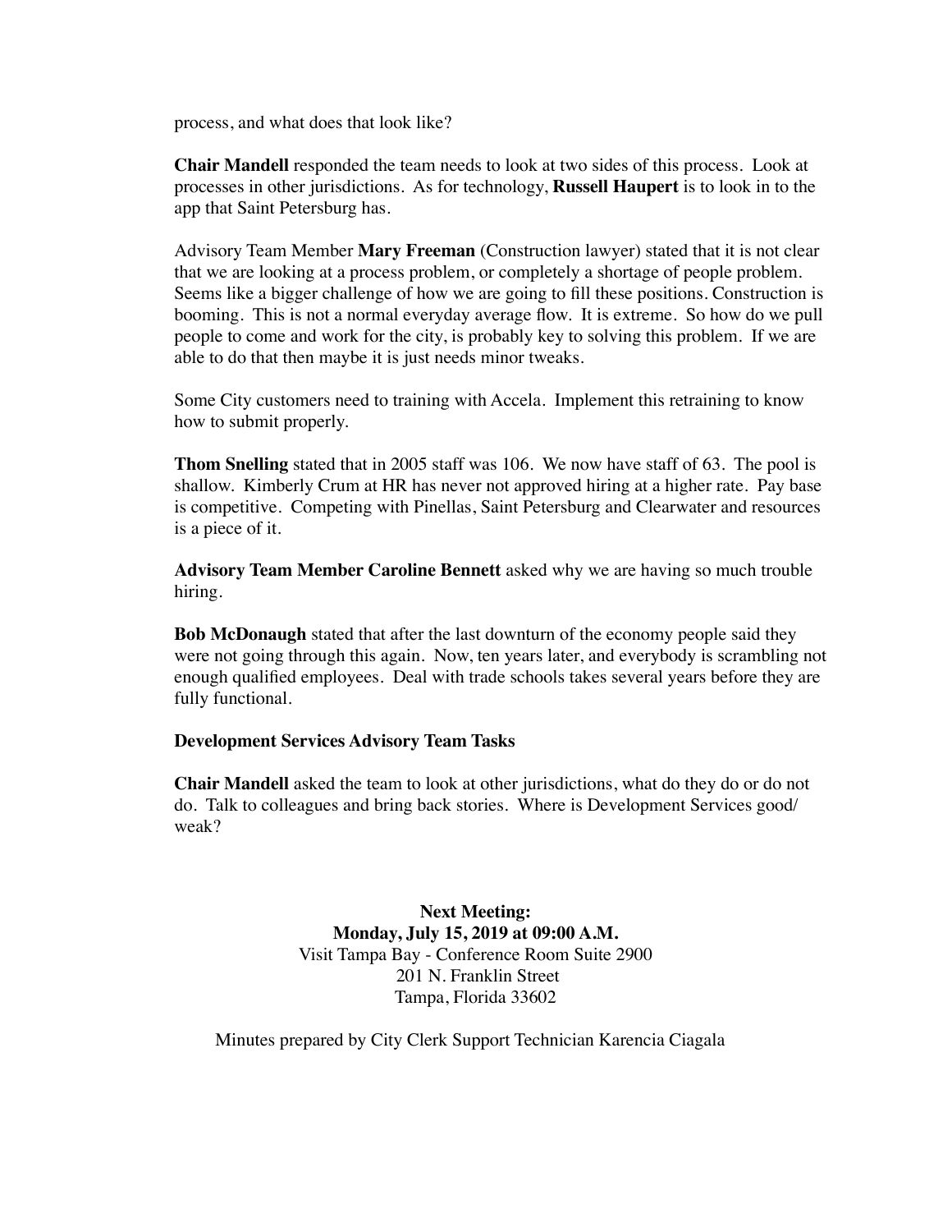process, and what does that look like?

**Chair Mandell** responded the team needs to look at two sides of this process. Look at processes in other jurisdictions. As for technology, **Russell Haupert** is to look in to the app that Saint Petersburg has.

Advisory Team Member **Mary Freeman** (Construction lawyer) stated that it is not clear that we are looking at a process problem, or completely a shortage of people problem. Seems like a bigger challenge of how we are going to fill these positions. Construction is booming. This is not a normal everyday average flow. It is extreme. So how do we pull people to come and work for the city, is probably key to solving this problem. If we are able to do that then maybe it is just needs minor tweaks.

Some City customers need to training with Accela. Implement this retraining to know how to submit properly.

**Thom Snelling** stated that in 2005 staff was 106. We now have staff of 63. The pool is shallow. Kimberly Crum at HR has never not approved hiring at a higher rate. Pay base is competitive. Competing with Pinellas, Saint Petersburg and Clearwater and resources is a piece of it.

**Advisory Team Member Caroline Bennett** asked why we are having so much trouble hiring.

**Bob McDonaugh** stated that after the last downturn of the economy people said they were not going through this again. Now, ten years later, and everybody is scrambling not enough qualified employees. Deal with trade schools takes several years before they are fully functional.

**Development Services Advisory Team Tasks**

**Chair Mandell** asked the team to look at other jurisdictions, what do they do or do not do. Talk to colleagues and bring back stories. Where is Development Services good/ weak?

**Next Meeting:**
**Monday, July 15, 2019 at 09:00 A.M.**
Visit Tampa Bay - Conference Room Suite 2900
201 N. Franklin Street
Tampa, Florida 33602

Minutes prepared by City Clerk Support Technician Karencia Ciagala